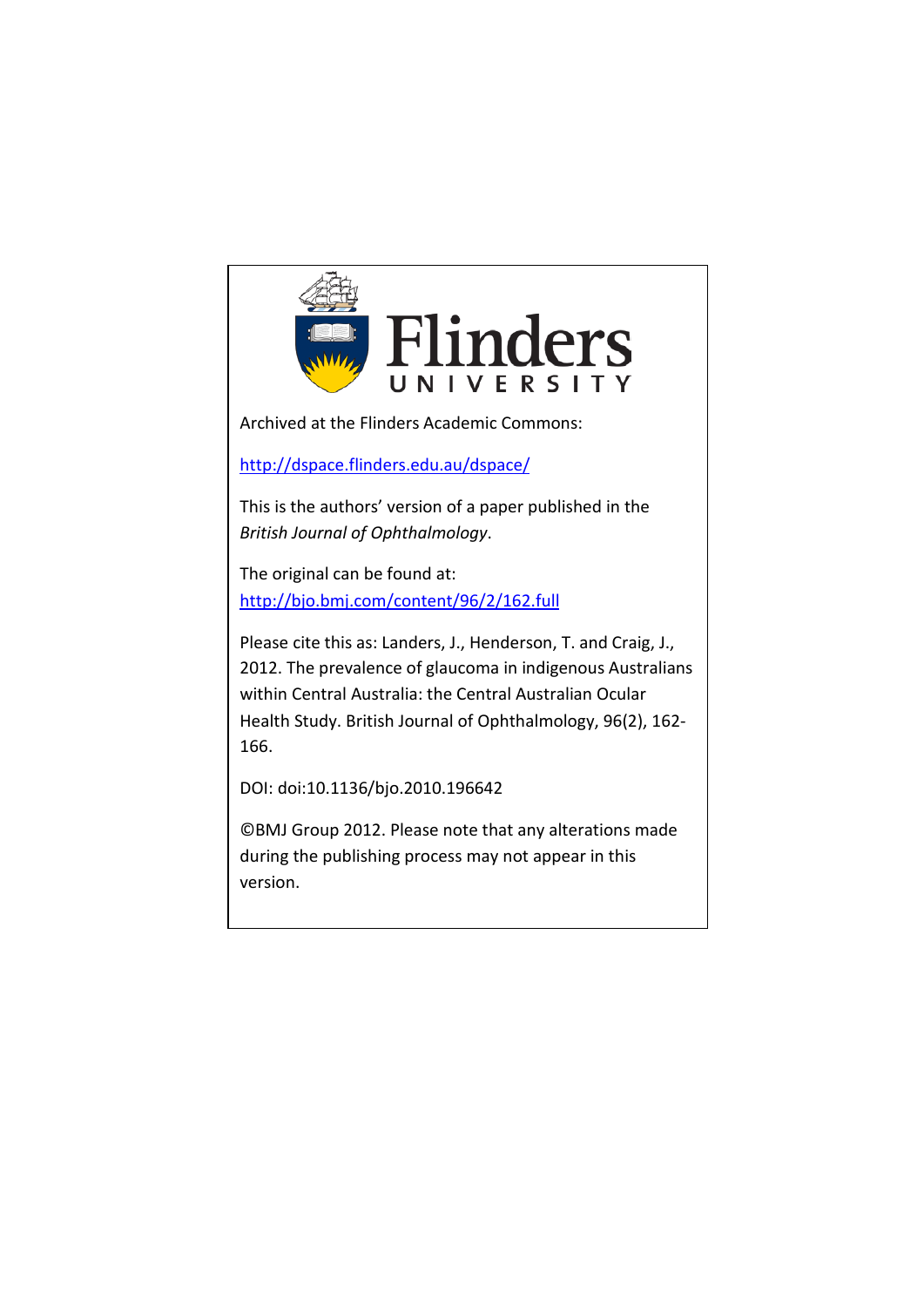Flinders UNIVERSITY

Archived at the Flinders Academic Commons:

http://dspace.flinders.edu.au/dspace/

This is the authors' version of a paper published in the *British Journal of Ophthalmology*.

The original can be found at:
http://bjo.bmj.com/content/96/2/162.full

Please cite this as: Landers, J., Henderson, T. and Craig, J., 2012. The prevalence of glaucoma in indigenous Australians within Central Australia: the Central Australian Ocular Health Study. British Journal of Ophthalmology, 96(2), 162-166.

DOI: doi:10.1136/bjo.2010.196642

©BMJ Group 2012. Please note that any alterations made during the publishing process may not appear in this version.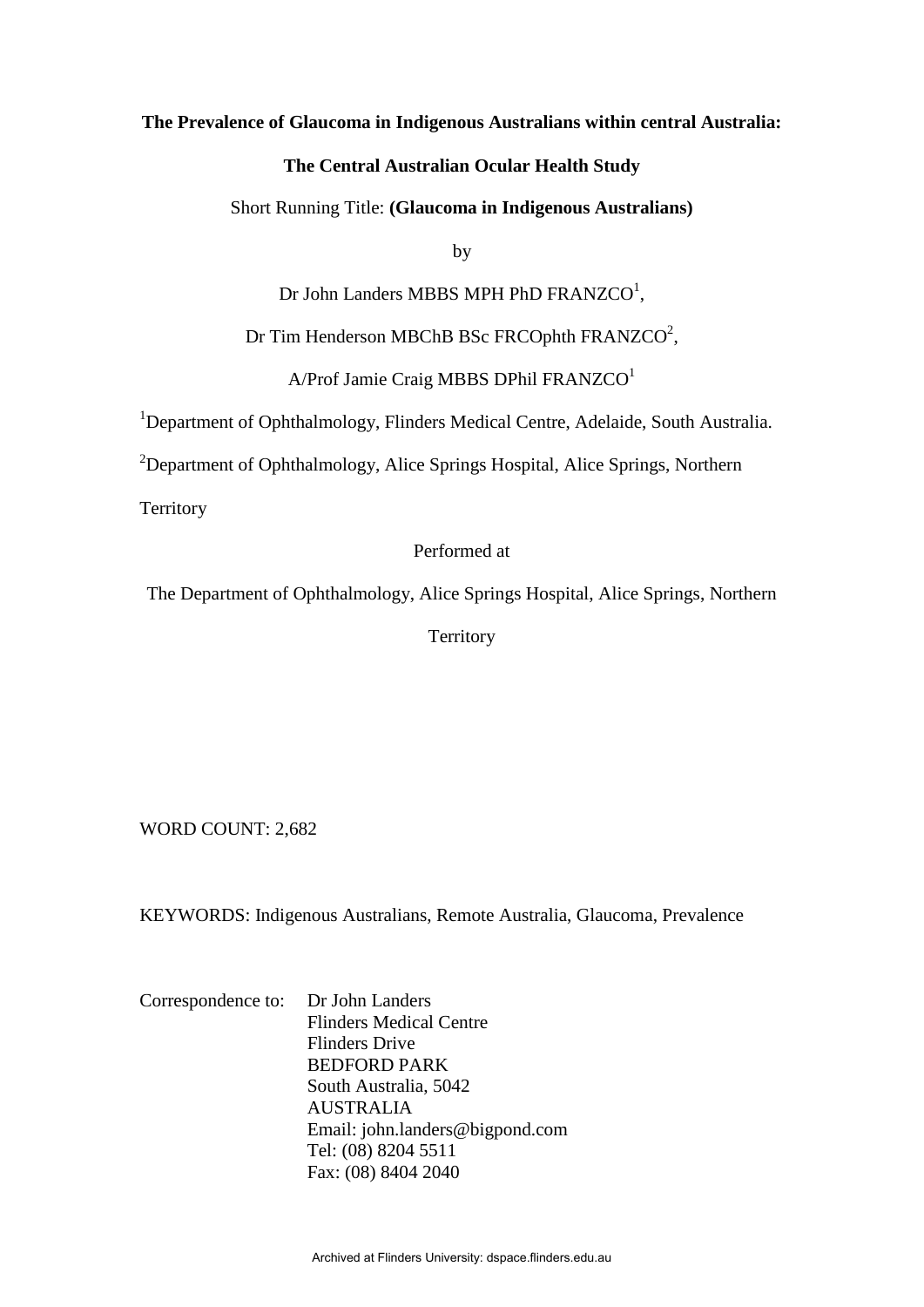**The Prevalence of Glaucoma in Indigenous Australians within central Australia:**

**The Central Australian Ocular Health Study**

Short Running Title: **(Glaucoma in Indigenous Australians)**

by

Dr John Landers MBBS MPH PhD FRANZCO[1],

Dr Tim Henderson MBChB BSc FRCOphth FRANZCO[2],

A/Prof Jamie Craig MBBS DPhil FRANZCO[1]

[1]Department of Ophthalmology, Flinders Medical Centre, Adelaide, South Australia.

[2]Department of Ophthalmology, Alice Springs Hospital, Alice Springs, Northern Territory

Performed at

The Department of Ophthalmology, Alice Springs Hospital, Alice Springs, Northern Territory

WORD COUNT: 2,682

KEYWORDS: Indigenous Australians, Remote Australia, Glaucoma, Prevalence

Correspondence to: Dr John Landers
Flinders Medical Centre
Flinders Drive
BEDFORD PARK
South Australia, 5042
AUSTRALIA
Email: john.landers@bigpond.com
Tel: (08) 8204 5511
Fax: (08) 8404 2040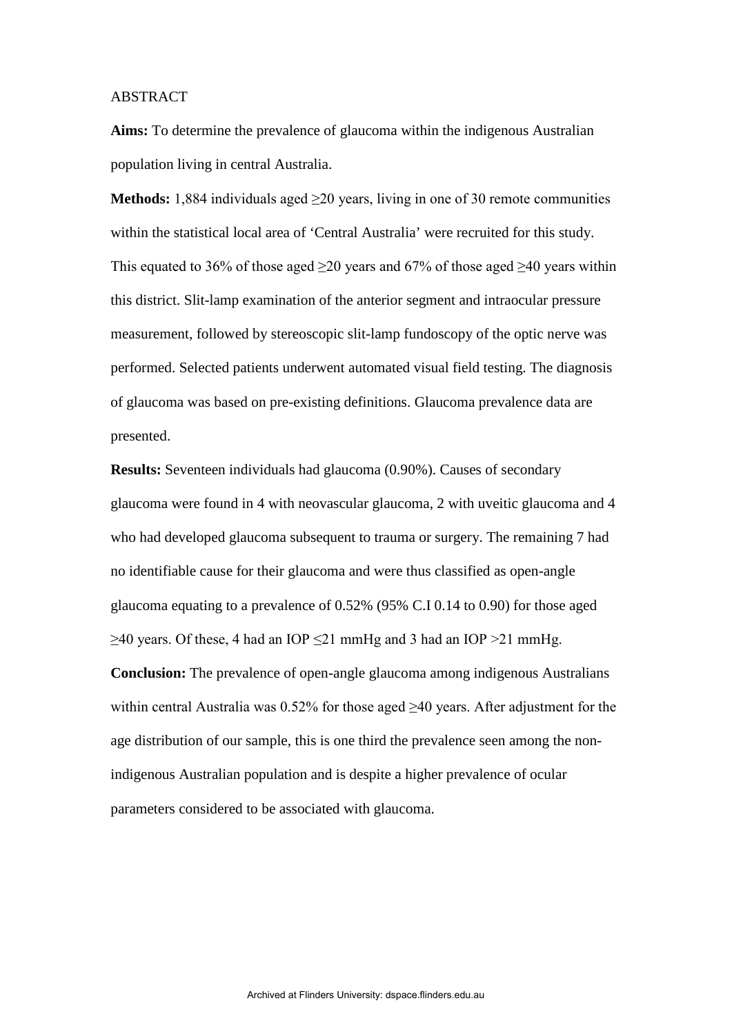ABSTRACT

**Aims:** To determine the prevalence of glaucoma within the indigenous Australian population living in central Australia.

**Methods:** 1,884 individuals aged ≥20 years, living in one of 30 remote communities within the statistical local area of 'Central Australia' were recruited for this study. This equated to 36% of those aged ≥20 years and 67% of those aged ≥40 years within this district. Slit-lamp examination of the anterior segment and intraocular pressure measurement, followed by stereoscopic slit-lamp fundoscopy of the optic nerve was performed. Selected patients underwent automated visual field testing. The diagnosis of glaucoma was based on pre-existing definitions. Glaucoma prevalence data are presented.

**Results:** Seventeen individuals had glaucoma (0.90%). Causes of secondary glaucoma were found in 4 with neovascular glaucoma, 2 with uveitic glaucoma and 4 who had developed glaucoma subsequent to trauma or surgery. The remaining 7 had no identifiable cause for their glaucoma and were thus classified as open-angle glaucoma equating to a prevalence of 0.52% (95% C.I 0.14 to 0.90) for those aged ≥40 years. Of these, 4 had an IOP ≤21 mmHg and 3 had an IOP >21 mmHg.

**Conclusion:** The prevalence of open-angle glaucoma among indigenous Australians within central Australia was 0.52% for those aged ≥40 years. After adjustment for the age distribution of our sample, this is one third the prevalence seen among the non-indigenous Australian population and is despite a higher prevalence of ocular parameters considered to be associated with glaucoma.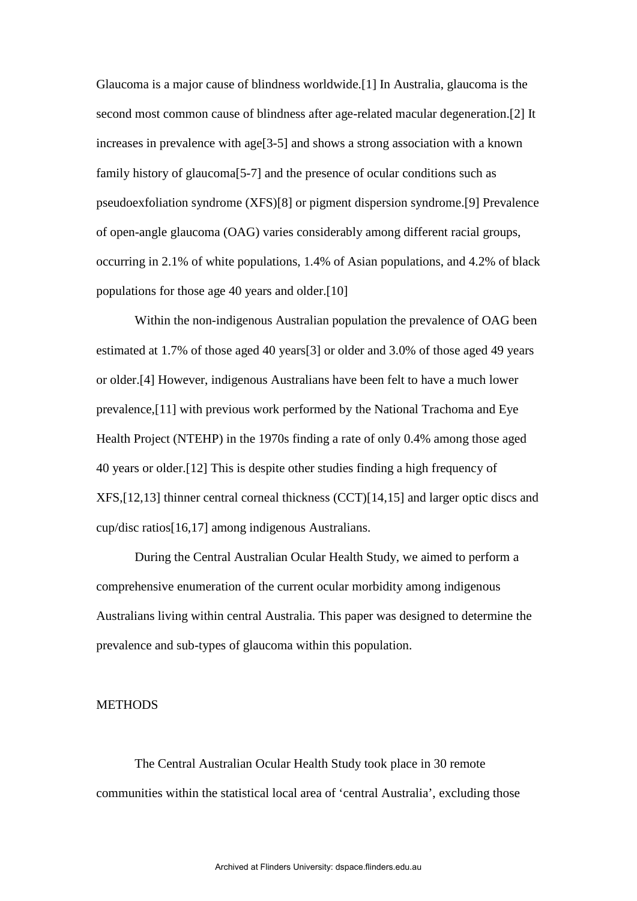Glaucoma is a major cause of blindness worldwide.[1] In Australia, glaucoma is the second most common cause of blindness after age-related macular degeneration.[2] It increases in prevalence with age[3-5] and shows a strong association with a known family history of glaucoma[5-7] and the presence of ocular conditions such as pseudoexfoliation syndrome (XFS)[8] or pigment dispersion syndrome.[9] Prevalence of open-angle glaucoma (OAG) varies considerably among different racial groups, occurring in 2.1% of white populations, 1.4% of Asian populations, and 4.2% of black populations for those age 40 years and older.[10]

Within the non-indigenous Australian population the prevalence of OAG been estimated at 1.7% of those aged 40 years[3] or older and 3.0% of those aged 49 years or older.[4] However, indigenous Australians have been felt to have a much lower prevalence,[11] with previous work performed by the National Trachoma and Eye Health Project (NTEHP) in the 1970s finding a rate of only 0.4% among those aged 40 years or older.[12] This is despite other studies finding a high frequency of XFS,[12,13] thinner central corneal thickness (CCT)[14,15] and larger optic discs and cup/disc ratios[16,17] among indigenous Australians.

During the Central Australian Ocular Health Study, we aimed to perform a comprehensive enumeration of the current ocular morbidity among indigenous Australians living within central Australia. This paper was designed to determine the prevalence and sub-types of glaucoma within this population.

## METHODS

The Central Australian Ocular Health Study took place in 30 remote communities within the statistical local area of 'central Australia', excluding those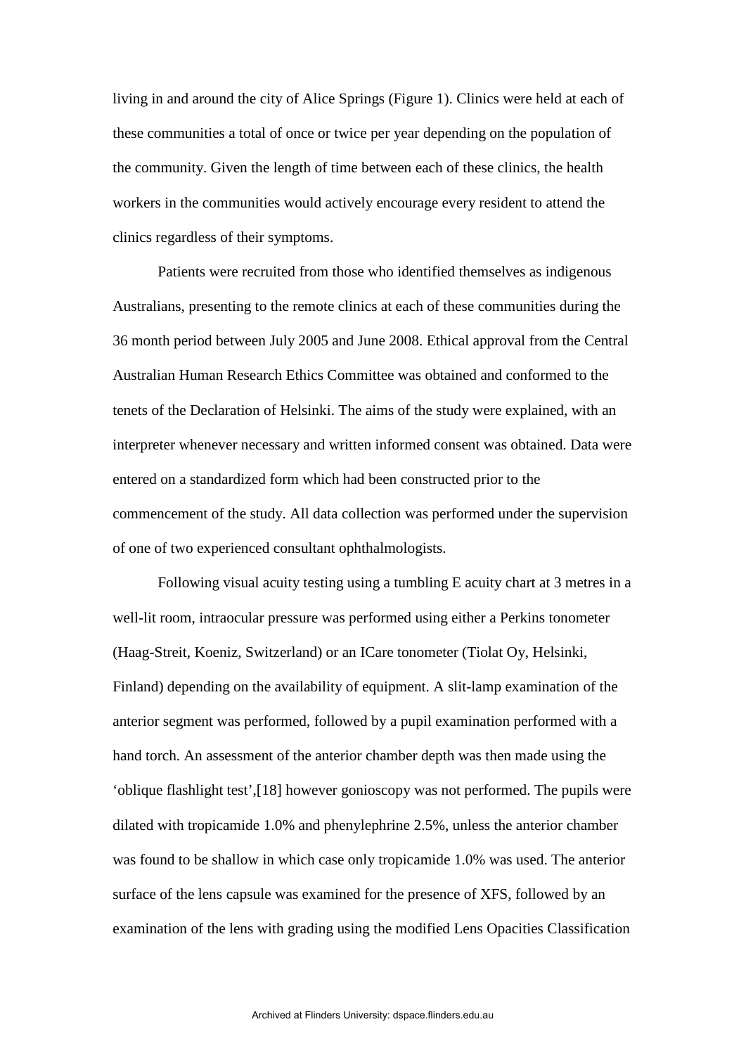living in and around the city of Alice Springs (Figure 1). Clinics were held at each of these communities a total of once or twice per year depending on the population of the community. Given the length of time between each of these clinics, the health workers in the communities would actively encourage every resident to attend the clinics regardless of their symptoms.

Patients were recruited from those who identified themselves as indigenous Australians, presenting to the remote clinics at each of these communities during the 36 month period between July 2005 and June 2008. Ethical approval from the Central Australian Human Research Ethics Committee was obtained and conformed to the tenets of the Declaration of Helsinki. The aims of the study were explained, with an interpreter whenever necessary and written informed consent was obtained. Data were entered on a standardized form which had been constructed prior to the commencement of the study. All data collection was performed under the supervision of one of two experienced consultant ophthalmologists.

Following visual acuity testing using a tumbling E acuity chart at 3 metres in a well-lit room, intraocular pressure was performed using either a Perkins tonometer (Haag-Streit, Koeniz, Switzerland) or an ICare tonometer (Tiolat Oy, Helsinki, Finland) depending on the availability of equipment. A slit-lamp examination of the anterior segment was performed, followed by a pupil examination performed with a hand torch. An assessment of the anterior chamber depth was then made using the 'oblique flashlight test',[18] however gonioscopy was not performed. The pupils were dilated with tropicamide 1.0% and phenylephrine 2.5%, unless the anterior chamber was found to be shallow in which case only tropicamide 1.0% was used. The anterior surface of the lens capsule was examined for the presence of XFS, followed by an examination of the lens with grading using the modified Lens Opacities Classification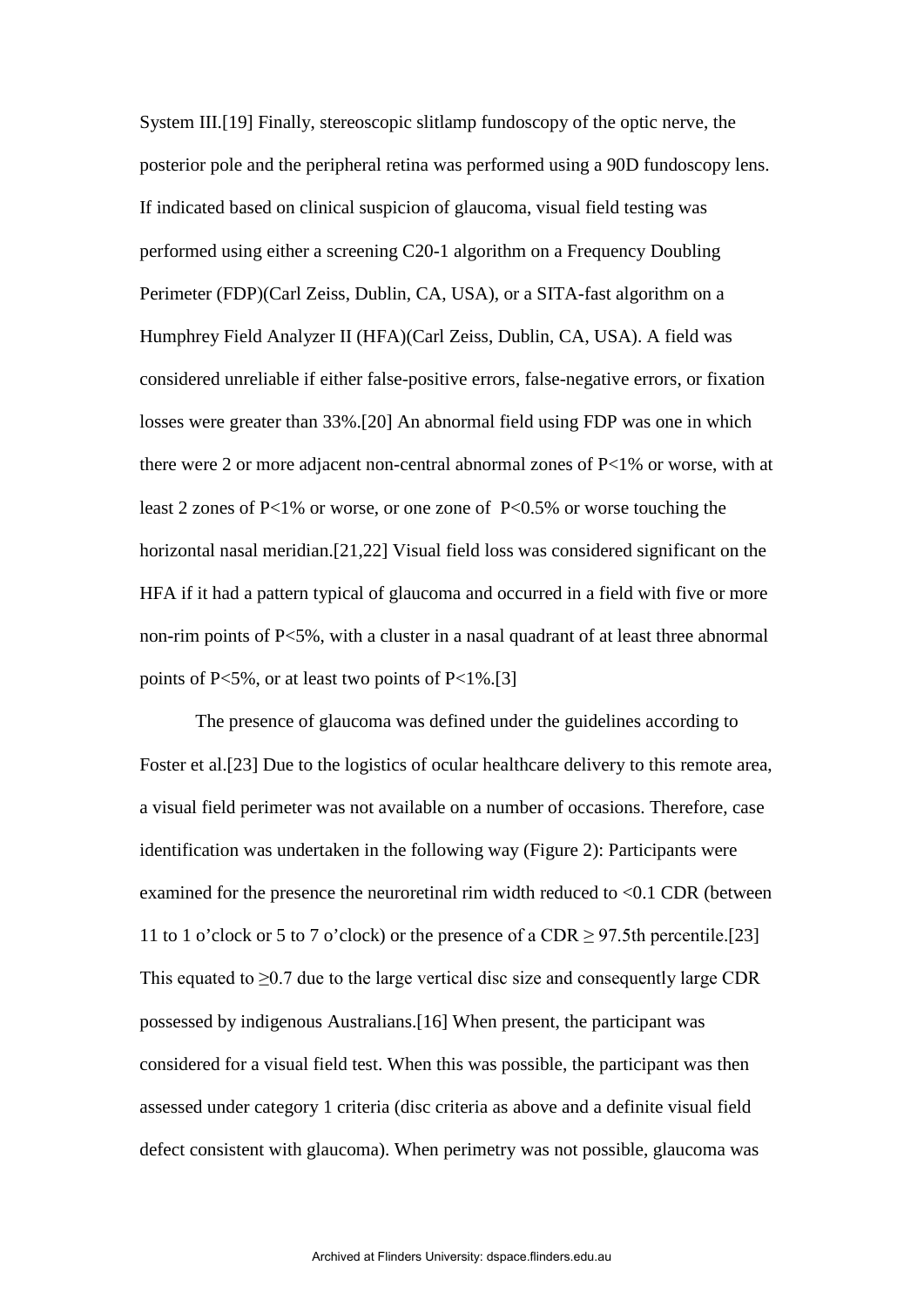System III.[19] Finally, stereoscopic slitlamp fundoscopy of the optic nerve, the posterior pole and the peripheral retina was performed using a 90D fundoscopy lens. If indicated based on clinical suspicion of glaucoma, visual field testing was performed using either a screening C20-1 algorithm on a Frequency Doubling Perimeter (FDP)(Carl Zeiss, Dublin, CA, USA), or a SITA-fast algorithm on a Humphrey Field Analyzer II (HFA)(Carl Zeiss, Dublin, CA, USA). A field was considered unreliable if either false-positive errors, false-negative errors, or fixation losses were greater than 33%.[20] An abnormal field using FDP was one in which there were 2 or more adjacent non-central abnormal zones of $P<1\%$ or worse, with at least 2 zones of $P<1\%$ or worse, or one zone of $P<0.5\%$ or worse touching the horizontal nasal meridian.[21,22] Visual field loss was considered significant on the HFA if it had a pattern typical of glaucoma and occurred in a field with five or more non-rim points of $P<5\%$, with a cluster in a nasal quadrant of at least three abnormal points of $P<5\%$, or at least two points of $P<1\%$.[3]

The presence of glaucoma was defined under the guidelines according to Foster et al.[23] Due to the logistics of ocular healthcare delivery to this remote area, a visual field perimeter was not available on a number of occasions. Therefore, case identification was undertaken in the following way (Figure 2): Participants were examined for the presence the neuroretinal rim width reduced to <0.1 CDR (between 11 to 1 o'clock or 5 to 7 o'clock) or the presence of a CDR ≥ 97.5th percentile.[23] This equated to ≥0.7 due to the large vertical disc size and consequently large CDR possessed by indigenous Australians.[16] When present, the participant was considered for a visual field test. When this was possible, the participant was then assessed under category 1 criteria (disc criteria as above and a definite visual field defect consistent with glaucoma). When perimetry was not possible, glaucoma was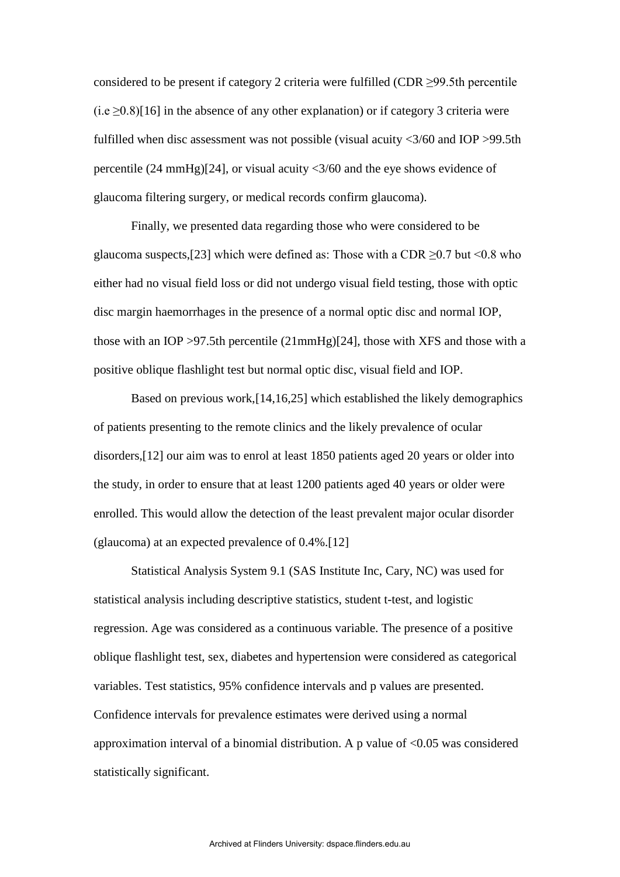considered to be present if category 2 criteria were fulfilled (CDR ≥99.5th percentile (i.e ≥0.8)[16] in the absence of any other explanation) or if category 3 criteria were fulfilled when disc assessment was not possible (visual acuity <3/60 and IOP >99.5th percentile (24 mmHg)[24], or visual acuity <3/60 and the eye shows evidence of glaucoma filtering surgery, or medical records confirm glaucoma).

Finally, we presented data regarding those who were considered to be glaucoma suspects,[23] which were defined as: Those with a CDR ≥0.7 but <0.8 who either had no visual field loss or did not undergo visual field testing, those with optic disc margin haemorrhages in the presence of a normal optic disc and normal IOP, those with an IOP >97.5th percentile (21mmHg)[24], those with XFS and those with a positive oblique flashlight test but normal optic disc, visual field and IOP.

Based on previous work,[14,16,25] which established the likely demographics of patients presenting to the remote clinics and the likely prevalence of ocular disorders,[12] our aim was to enrol at least 1850 patients aged 20 years or older into the study, in order to ensure that at least 1200 patients aged 40 years or older were enrolled. This would allow the detection of the least prevalent major ocular disorder (glaucoma) at an expected prevalence of 0.4%.[12]

Statistical Analysis System 9.1 (SAS Institute Inc, Cary, NC) was used for statistical analysis including descriptive statistics, student t-test, and logistic regression. Age was considered as a continuous variable. The presence of a positive oblique flashlight test, sex, diabetes and hypertension were considered as categorical variables. Test statistics, 95% confidence intervals and p values are presented. Confidence intervals for prevalence estimates were derived using a normal approximation interval of a binomial distribution. A p value of $<0.05$ was considered statistically significant.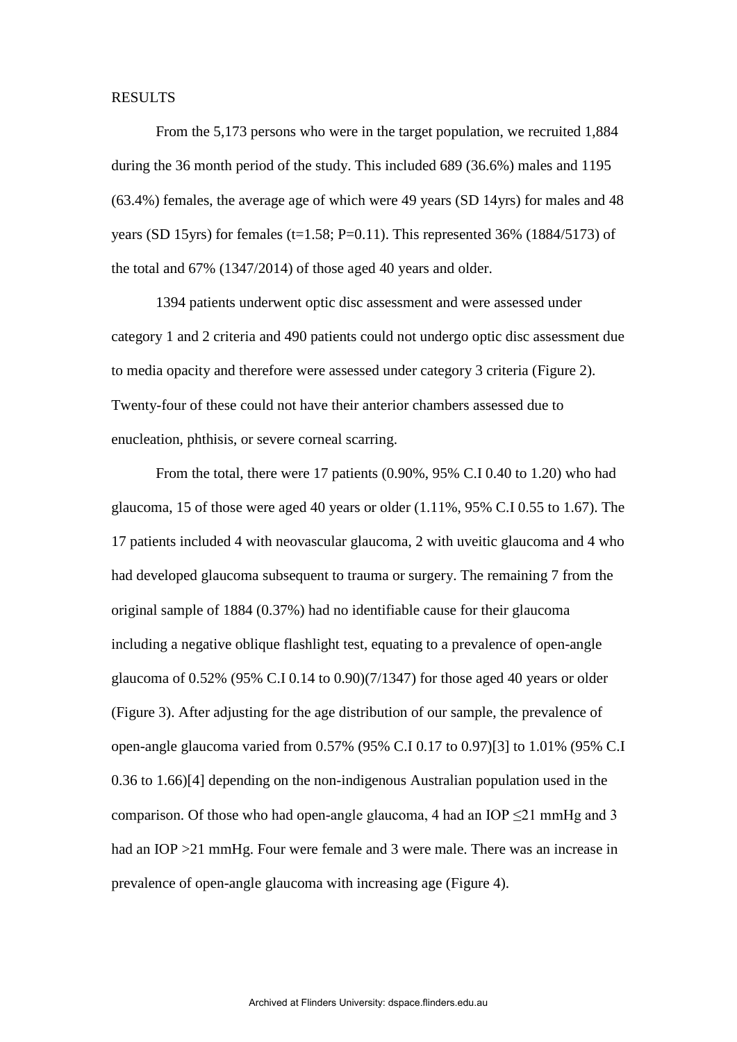RESULTS

From the 5,173 persons who were in the target population, we recruited 1,884 during the 36 month period of the study. This included 689 (36.6%) males and 1195 (63.4%) females, the average age of which were 49 years (SD 14yrs) for males and 48 years (SD 15yrs) for females ($t=1.58$; $P=0.11$). This represented 36% (1884/5173) of the total and 67% (1347/2014) of those aged 40 years and older.

1394 patients underwent optic disc assessment and were assessed under category 1 and 2 criteria and 490 patients could not undergo optic disc assessment due to media opacity and therefore were assessed under category 3 criteria (Figure 2). Twenty-four of these could not have their anterior chambers assessed due to enucleation, phthisis, or severe corneal scarring.

From the total, there were 17 patients (0.90%, 95% C.I 0.40 to 1.20) who had glaucoma, 15 of those were aged 40 years or older (1.11%, 95% C.I 0.55 to 1.67). The 17 patients included 4 with neovascular glaucoma, 2 with uveitic glaucoma and 4 who had developed glaucoma subsequent to trauma or surgery. The remaining 7 from the original sample of 1884 (0.37%) had no identifiable cause for their glaucoma including a negative oblique flashlight test, equating to a prevalence of open-angle glaucoma of 0.52% (95% C.I 0.14 to 0.90)(7/1347) for those aged 40 years or older (Figure 3). After adjusting for the age distribution of our sample, the prevalence of open-angle glaucoma varied from 0.57% (95% C.I 0.17 to 0.97)[3] to 1.01% (95% C.I 0.36 to 1.66)[4] depending on the non-indigenous Australian population used in the comparison. Of those who had open-angle glaucoma, 4 had an IOP $\leq$21 mmHg and 3 had an IOP >21 mmHg. Four were female and 3 were male. There was an increase in prevalence of open-angle glaucoma with increasing age (Figure 4).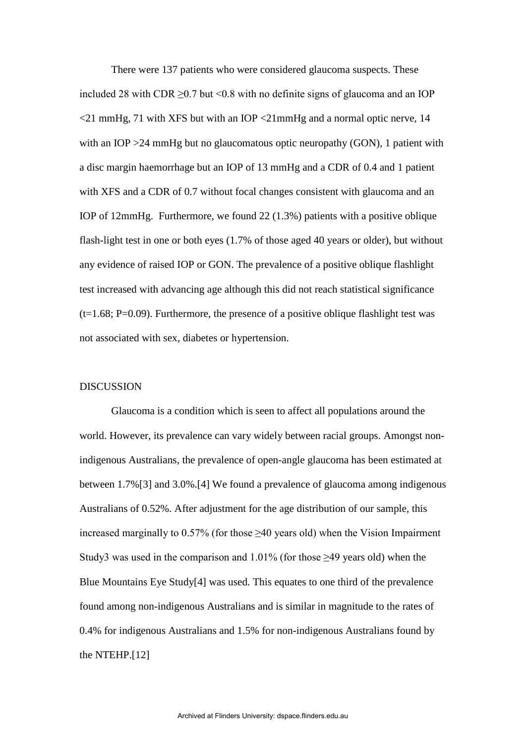There were 137 patients who were considered glaucoma suspects. These included 28 with CDR $\geq$0.7 but <0.8 with no definite signs of glaucoma and an IOP <21 mmHg, 71 with XFS but with an IOP <21mmHg and a normal optic nerve, 14 with an IOP >24 mmHg but no glaucomatous optic neuropathy (GON), 1 patient with a disc margin haemorrhage but an IOP of 13 mmHg and a CDR of 0.4 and 1 patient with XFS and a CDR of 0.7 without focal changes consistent with glaucoma and an IOP of 12mmHg. Furthermore, we found 22 (1.3%) patients with a positive oblique flash-light test in one or both eyes (1.7% of those aged 40 years or older), but without any evidence of raised IOP or GON. The prevalence of a positive oblique flashlight test increased with advancing age although this did not reach statistical significance ($t=1.68$; $P=0.09$). Furthermore, the presence of a positive oblique flashlight test was not associated with sex, diabetes or hypertension.

## DISCUSSION

Glaucoma is a condition which is seen to affect all populations around the world. However, its prevalence can vary widely between racial groups. Amongst non-indigenous Australians, the prevalence of open-angle glaucoma has been estimated at between 1.7%[3] and 3.0%.[4] We found a prevalence of glaucoma among indigenous Australians of 0.52%. After adjustment for the age distribution of our sample, this increased marginally to 0.57% (for those $\geq$40 years old) when the Vision Impairment Study3 was used in the comparison and 1.01% (for those $\geq$49 years old) when the Blue Mountains Eye Study[4] was used. This equates to one third of the prevalence found among non-indigenous Australians and is similar in magnitude to the rates of 0.4% for indigenous Australians and 1.5% for non-indigenous Australians found by the NTEHP.[12]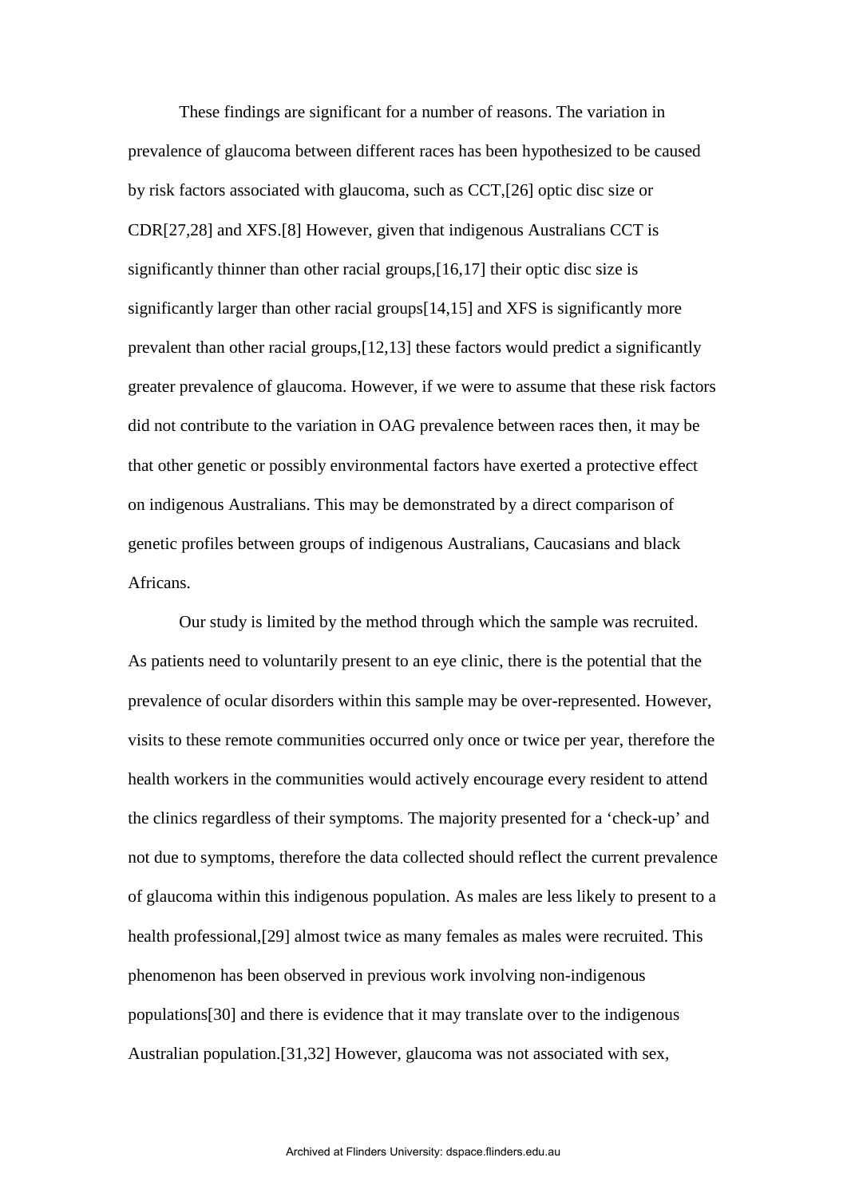These findings are significant for a number of reasons. The variation in prevalence of glaucoma between different races has been hypothesized to be caused by risk factors associated with glaucoma, such as CCT,[26] optic disc size or CDR[27,28] and XFS.[8] However, given that indigenous Australians CCT is significantly thinner than other racial groups,[16,17] their optic disc size is significantly larger than other racial groups[14,15] and XFS is significantly more prevalent than other racial groups,[12,13] these factors would predict a significantly greater prevalence of glaucoma. However, if we were to assume that these risk factors did not contribute to the variation in OAG prevalence between races then, it may be that other genetic or possibly environmental factors have exerted a protective effect on indigenous Australians. This may be demonstrated by a direct comparison of genetic profiles between groups of indigenous Australians, Caucasians and black Africans.

Our study is limited by the method through which the sample was recruited. As patients need to voluntarily present to an eye clinic, there is the potential that the prevalence of ocular disorders within this sample may be over-represented. However, visits to these remote communities occurred only once or twice per year, therefore the health workers in the communities would actively encourage every resident to attend the clinics regardless of their symptoms. The majority presented for a 'check-up' and not due to symptoms, therefore the data collected should reflect the current prevalence of glaucoma within this indigenous population. As males are less likely to present to a health professional,[29] almost twice as many females as males were recruited. This phenomenon has been observed in previous work involving non-indigenous populations[30] and there is evidence that it may translate over to the indigenous Australian population.[31,32] However, glaucoma was not associated with sex,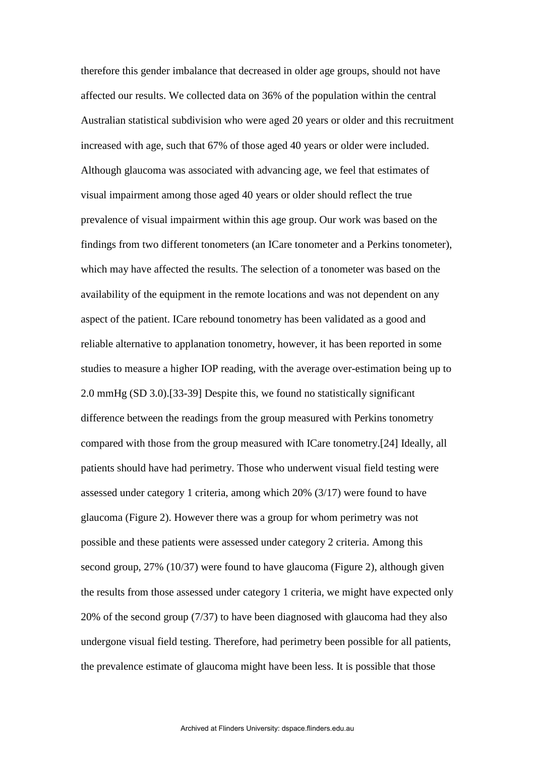therefore this gender imbalance that decreased in older age groups, should not have affected our results. We collected data on 36% of the population within the central Australian statistical subdivision who were aged 20 years or older and this recruitment increased with age, such that 67% of those aged 40 years or older were included. Although glaucoma was associated with advancing age, we feel that estimates of visual impairment among those aged 40 years or older should reflect the true prevalence of visual impairment within this age group. Our work was based on the findings from two different tonometers (an ICare tonometer and a Perkins tonometer), which may have affected the results. The selection of a tonometer was based on the availability of the equipment in the remote locations and was not dependent on any aspect of the patient. ICare rebound tonometry has been validated as a good and reliable alternative to applanation tonometry, however, it has been reported in some studies to measure a higher IOP reading, with the average over-estimation being up to 2.0 mmHg (SD 3.0).[33-39] Despite this, we found no statistically significant difference between the readings from the group measured with Perkins tonometry compared with those from the group measured with ICare tonometry.[24] Ideally, all patients should have had perimetry. Those who underwent visual field testing were assessed under category 1 criteria, among which 20% (3/17) were found to have glaucoma (Figure 2). However there was a group for whom perimetry was not possible and these patients were assessed under category 2 criteria. Among this second group, 27% (10/37) were found to have glaucoma (Figure 2), although given the results from those assessed under category 1 criteria, we might have expected only 20% of the second group (7/37) to have been diagnosed with glaucoma had they also undergone visual field testing. Therefore, had perimetry been possible for all patients, the prevalence estimate of glaucoma might have been less. It is possible that those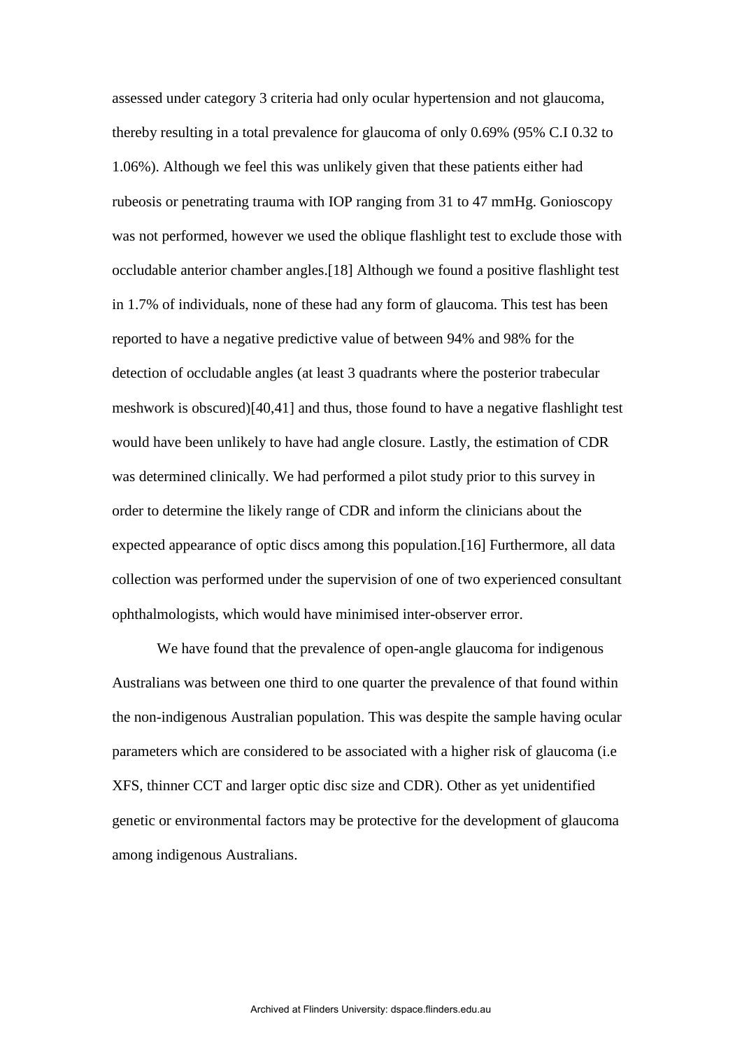assessed under category 3 criteria had only ocular hypertension and not glaucoma, thereby resulting in a total prevalence for glaucoma of only 0.69% (95% C.I 0.32 to 1.06%). Although we feel this was unlikely given that these patients either had rubeosis or penetrating trauma with IOP ranging from 31 to 47 mmHg. Gonioscopy was not performed, however we used the oblique flashlight test to exclude those with occludable anterior chamber angles.[18] Although we found a positive flashlight test in 1.7% of individuals, none of these had any form of glaucoma. This test has been reported to have a negative predictive value of between 94% and 98% for the detection of occludable angles (at least 3 quadrants where the posterior trabecular meshwork is obscured)[40,41] and thus, those found to have a negative flashlight test would have been unlikely to have had angle closure. Lastly, the estimation of CDR was determined clinically. We had performed a pilot study prior to this survey in order to determine the likely range of CDR and inform the clinicians about the expected appearance of optic discs among this population.[16] Furthermore, all data collection was performed under the supervision of one of two experienced consultant ophthalmologists, which would have minimised inter-observer error.

We have found that the prevalence of open-angle glaucoma for indigenous Australians was between one third to one quarter the prevalence of that found within the non-indigenous Australian population. This was despite the sample having ocular parameters which are considered to be associated with a higher risk of glaucoma (i.e XFS, thinner CCT and larger optic disc size and CDR). Other as yet unidentified genetic or environmental factors may be protective for the development of glaucoma among indigenous Australians.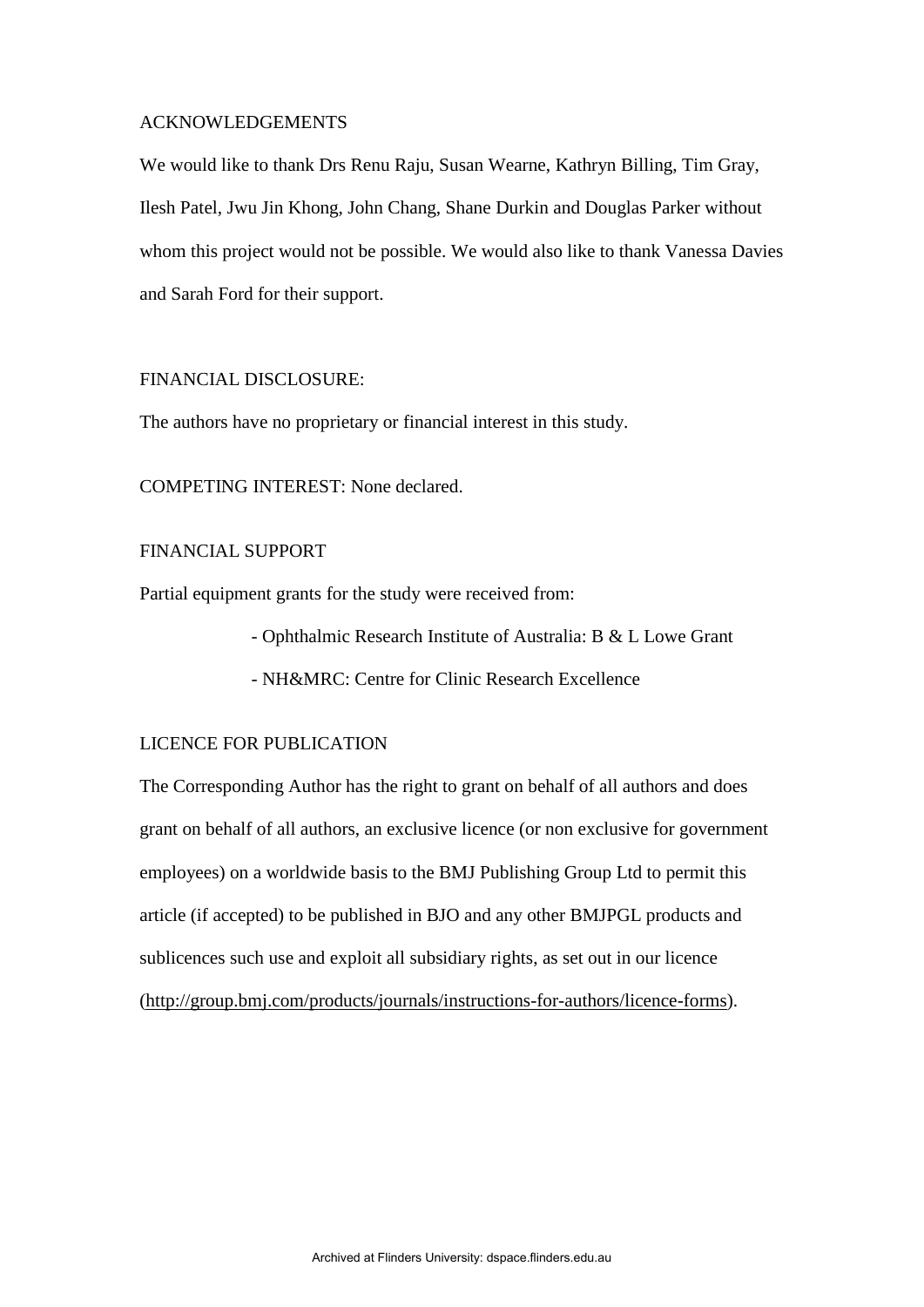## ACKNOWLEDGEMENTS

We would like to thank Drs Renu Raju, Susan Wearne, Kathryn Billing, Tim Gray, Ilesh Patel, Jwu Jin Khong, John Chang, Shane Durkin and Douglas Parker without whom this project would not be possible. We would also like to thank Vanessa Davies and Sarah Ford for their support.

## FINANCIAL DISCLOSURE:

The authors have no proprietary or financial interest in this study.

COMPETING INTEREST: None declared.

## FINANCIAL SUPPORT

Partial equipment grants for the study were received from:

- Ophthalmic Research Institute of Australia: B & L Lowe Grant
- NH&MRC: Centre for Clinic Research Excellence

## LICENCE FOR PUBLICATION

The Corresponding Author has the right to grant on behalf of all authors and does grant on behalf of all authors, an exclusive licence (or non exclusive for government employees) on a worldwide basis to the BMJ Publishing Group Ltd to permit this article (if accepted) to be published in BJO and any other BMJPGL products and sublicences such use and exploit all subsidiary rights, as set out in our licence (http://group.bmj.com/products/journals/instructions-for-authors/licence-forms).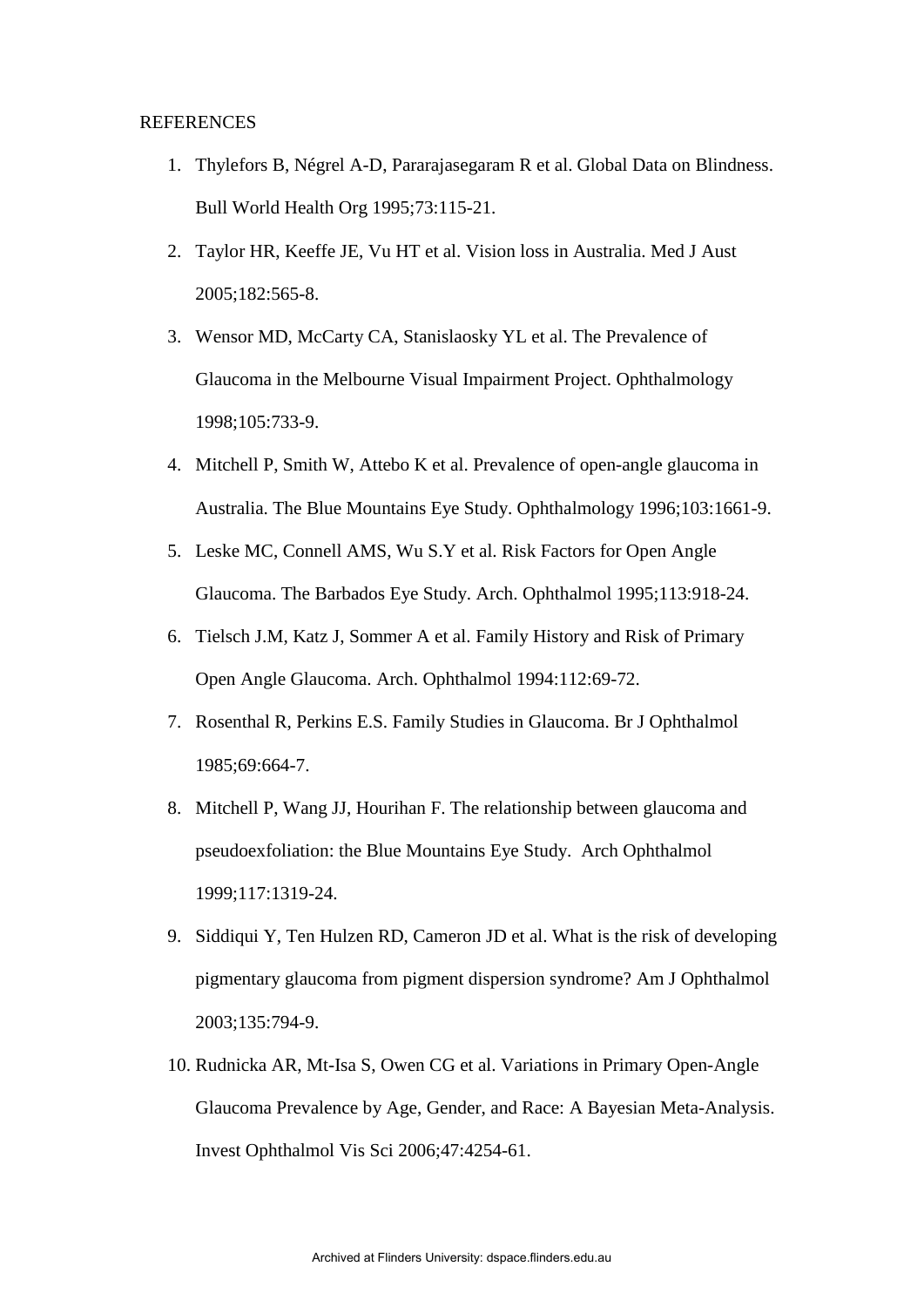REFERENCES

1. Thylefors B, Négrel A-D, Pararajasegaram R et al. Global Data on Blindness. Bull World Health Org 1995;73:115-21.
2. Taylor HR, Keeffe JE, Vu HT et al. Vision loss in Australia. Med J Aust 2005;182:565-8.
3. Wensor MD, McCarty CA, Stanislaosky YL et al. The Prevalence of Glaucoma in the Melbourne Visual Impairment Project. Ophthalmology 1998;105:733-9.
4. Mitchell P, Smith W, Attebo K et al. Prevalence of open-angle glaucoma in Australia. The Blue Mountains Eye Study. Ophthalmology 1996;103:1661-9.
5. Leske MC, Connell AMS, Wu S.Y et al. Risk Factors for Open Angle Glaucoma. The Barbados Eye Study. Arch. Ophthalmol 1995;113:918-24.
6. Tielsch J.M, Katz J, Sommer A et al. Family History and Risk of Primary Open Angle Glaucoma. Arch. Ophthalmol 1994:112:69-72.
7. Rosenthal R, Perkins E.S. Family Studies in Glaucoma. Br J Ophthalmol 1985;69:664-7.
8. Mitchell P, Wang JJ, Hourihan F. The relationship between glaucoma and pseudoexfoliation: the Blue Mountains Eye Study. Arch Ophthalmol 1999;117:1319-24.
9. Siddiqui Y, Ten Hulzen RD, Cameron JD et al. What is the risk of developing pigmentary glaucoma from pigment dispersion syndrome? Am J Ophthalmol 2003;135:794-9.
10. Rudnicka AR, Mt-Isa S, Owen CG et al. Variations in Primary Open-Angle Glaucoma Prevalence by Age, Gender, and Race: A Bayesian Meta-Analysis. Invest Ophthalmol Vis Sci 2006;47:4254-61.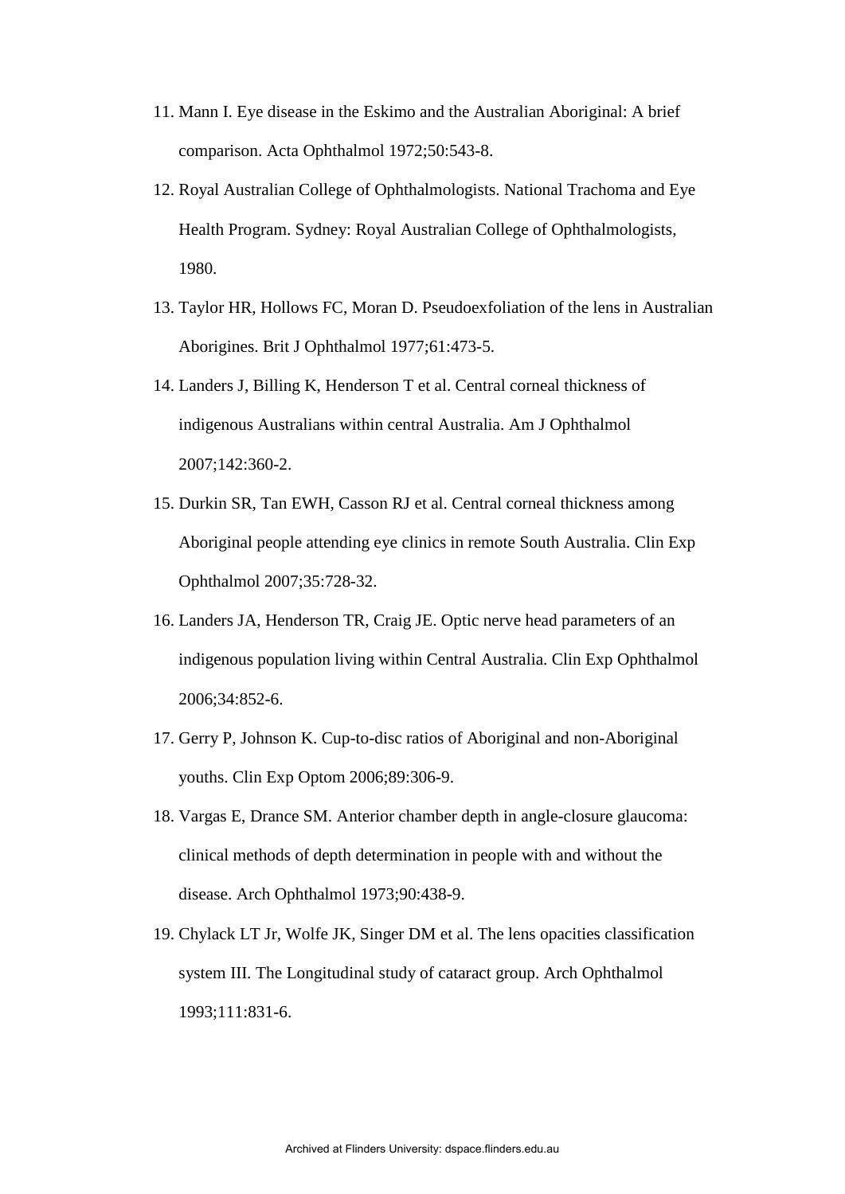11. Mann I. Eye disease in the Eskimo and the Australian Aboriginal: A brief comparison. Acta Ophthalmol 1972;50:543-8.
12. Royal Australian College of Ophthalmologists. National Trachoma and Eye Health Program. Sydney: Royal Australian College of Ophthalmologists, 1980.
13. Taylor HR, Hollows FC, Moran D. Pseudoexfoliation of the lens in Australian Aborigines. Brit J Ophthalmol 1977;61:473-5.
14. Landers J, Billing K, Henderson T et al. Central corneal thickness of indigenous Australians within central Australia. Am J Ophthalmol 2007;142:360-2.
15. Durkin SR, Tan EWH, Casson RJ et al. Central corneal thickness among Aboriginal people attending eye clinics in remote South Australia. Clin Exp Ophthalmol 2007;35:728-32.
16. Landers JA, Henderson TR, Craig JE. Optic nerve head parameters of an indigenous population living within Central Australia. Clin Exp Ophthalmol 2006;34:852-6.
17. Gerry P, Johnson K. Cup-to-disc ratios of Aboriginal and non-Aboriginal youths. Clin Exp Optom 2006;89:306-9.
18. Vargas E, Drance SM. Anterior chamber depth in angle-closure glaucoma: clinical methods of depth determination in people with and without the disease. Arch Ophthalmol 1973;90:438-9.
19. Chylack LT Jr, Wolfe JK, Singer DM et al. The lens opacities classification system III. The Longitudinal study of cataract group. Arch Ophthalmol 1993;111:831-6.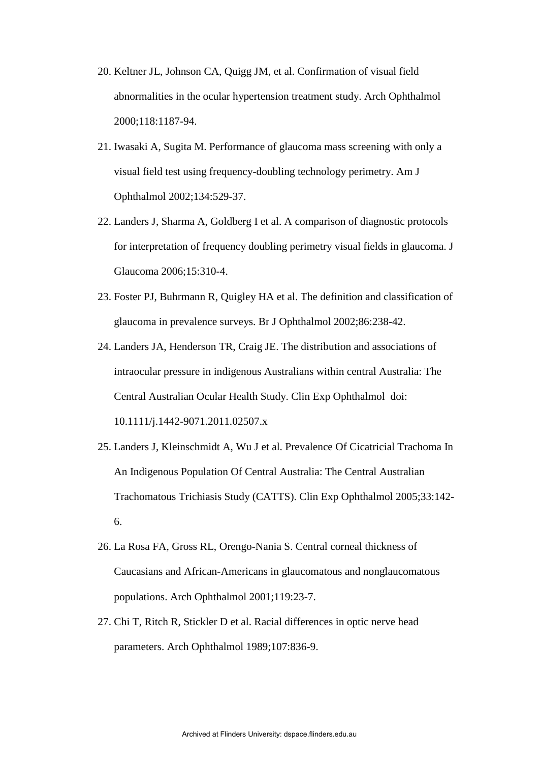20. Keltner JL, Johnson CA, Quigg JM, et al. Confirmation of visual field abnormalities in the ocular hypertension treatment study. Arch Ophthalmol 2000;118:1187-94.
21. Iwasaki A, Sugita M. Performance of glaucoma mass screening with only a visual field test using frequency-doubling technology perimetry. Am J Ophthalmol 2002;134:529-37.
22. Landers J, Sharma A, Goldberg I et al. A comparison of diagnostic protocols for interpretation of frequency doubling perimetry visual fields in glaucoma. J Glaucoma 2006;15:310-4.
23. Foster PJ, Buhrmann R, Quigley HA et al. The definition and classification of glaucoma in prevalence surveys. Br J Ophthalmol 2002;86:238-42.
24. Landers JA, Henderson TR, Craig JE. The distribution and associations of intraocular pressure in indigenous Australians within central Australia: The Central Australian Ocular Health Study. Clin Exp Ophthalmol doi: 10.1111/j.1442-9071.2011.02507.x
25. Landers J, Kleinschmidt A, Wu J et al. Prevalence Of Cicatricial Trachoma In An Indigenous Population Of Central Australia: The Central Australian Trachomatous Trichiasis Study (CATTS). Clin Exp Ophthalmol 2005;33:142-6.
26. La Rosa FA, Gross RL, Orengo-Nania S. Central corneal thickness of Caucasians and African-Americans in glaucomatous and nonglaucomatous populations. Arch Ophthalmol 2001;119:23-7.
27. Chi T, Ritch R, Stickler D et al. Racial differences in optic nerve head parameters. Arch Ophthalmol 1989;107:836-9.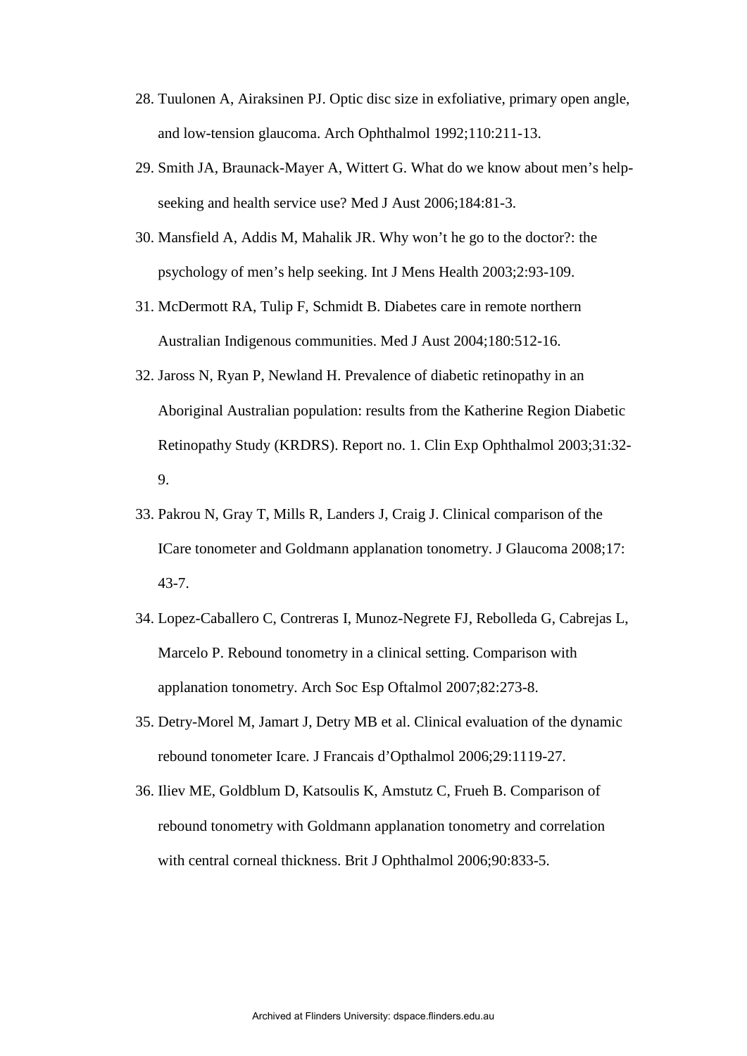28. Tuulonen A, Airaksinen PJ. Optic disc size in exfoliative, primary open angle, and low-tension glaucoma. Arch Ophthalmol 1992;110:211-13.
29. Smith JA, Braunack-Mayer A, Wittert G. What do we know about men's help-seeking and health service use? Med J Aust 2006;184:81-3.
30. Mansfield A, Addis M, Mahalik JR. Why won't he go to the doctor?: the psychology of men's help seeking. Int J Mens Health 2003;2:93-109.
31. McDermott RA, Tulip F, Schmidt B. Diabetes care in remote northern Australian Indigenous communities. Med J Aust 2004;180:512-16.
32. Jaross N, Ryan P, Newland H. Prevalence of diabetic retinopathy in an Aboriginal Australian population: results from the Katherine Region Diabetic Retinopathy Study (KRDRS). Report no. 1. Clin Exp Ophthalmol 2003;31:32-9.
33. Pakrou N, Gray T, Mills R, Landers J, Craig J. Clinical comparison of the ICare tonometer and Goldmann applanation tonometry. J Glaucoma 2008;17: 43-7.
34. Lopez-Caballero C, Contreras I, Munoz-Negrete FJ, Rebolleda G, Cabrejas L, Marcelo P. Rebound tonometry in a clinical setting. Comparison with applanation tonometry. Arch Soc Esp Oftalmol 2007;82:273-8.
35. Detry-Morel M, Jamart J, Detry MB et al. Clinical evaluation of the dynamic rebound tonometer Icare. J Francais d'Opthalmol 2006;29:1119-27.
36. Iliev ME, Goldblum D, Katsoulis K, Amstutz C, Frueh B. Comparison of rebound tonometry with Goldmann applanation tonometry and correlation with central corneal thickness. Brit J Ophthalmol 2006;90:833-5.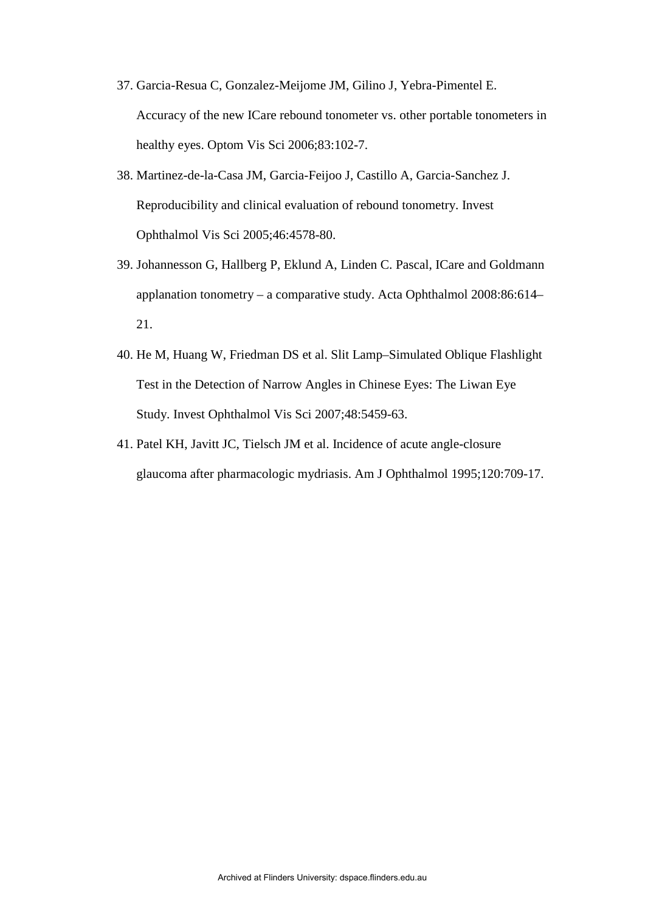37. Garcia-Resua C, Gonzalez-Meijome JM, Gilino J, Yebra-Pimentel E. Accuracy of the new ICare rebound tonometer vs. other portable tonometers in healthy eyes. Optom Vis Sci 2006;83:102-7.
38. Martinez-de-la-Casa JM, Garcia-Feijoo J, Castillo A, Garcia-Sanchez J. Reproducibility and clinical evaluation of rebound tonometry. Invest Ophthalmol Vis Sci 2005;46:4578-80.
39. Johannesson G, Hallberg P, Eklund A, Linden C. Pascal, ICare and Goldmann applanation tonometry – a comparative study. Acta Ophthalmol 2008:86:614–21.
40. He M, Huang W, Friedman DS et al. Slit Lamp–Simulated Oblique Flashlight Test in the Detection of Narrow Angles in Chinese Eyes: The Liwan Eye Study. Invest Ophthalmol Vis Sci 2007;48:5459-63.
41. Patel KH, Javitt JC, Tielsch JM et al. Incidence of acute angle-closure glaucoma after pharmacologic mydriasis. Am J Ophthalmol 1995;120:709-17.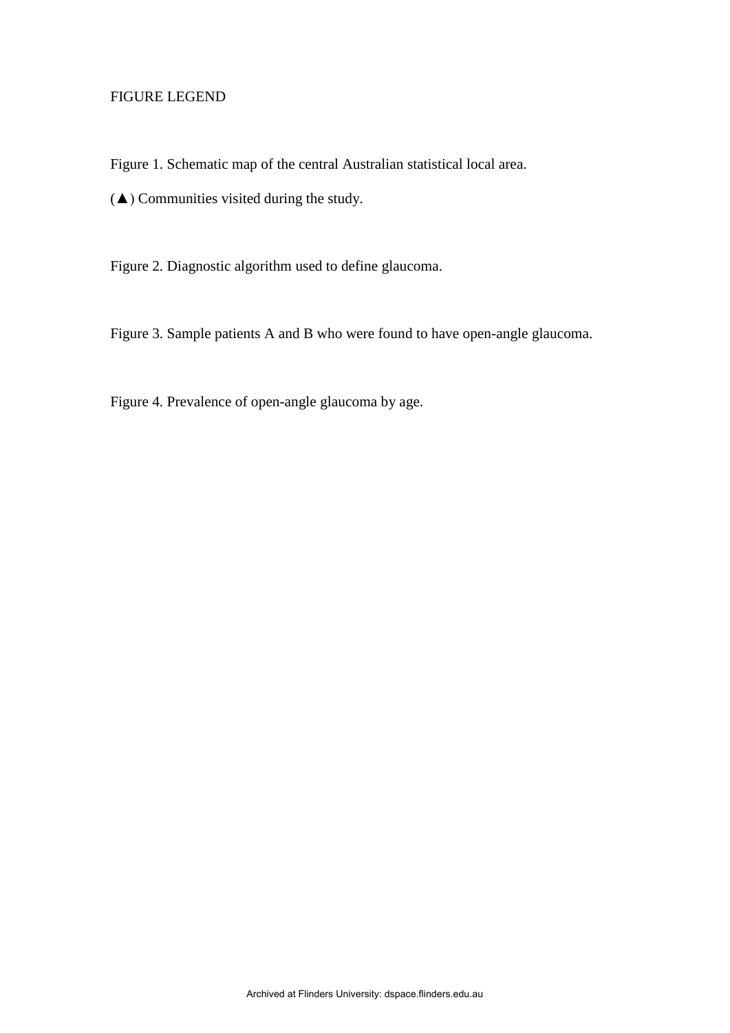FIGURE LEGEND

Figure 1. Schematic map of the central Australian statistical local area.

(▲) Communities visited during the study.

Figure 2. Diagnostic algorithm used to define glaucoma.

Figure 3. Sample patients A and B who were found to have open-angle glaucoma.

Figure 4. Prevalence of open-angle glaucoma by age.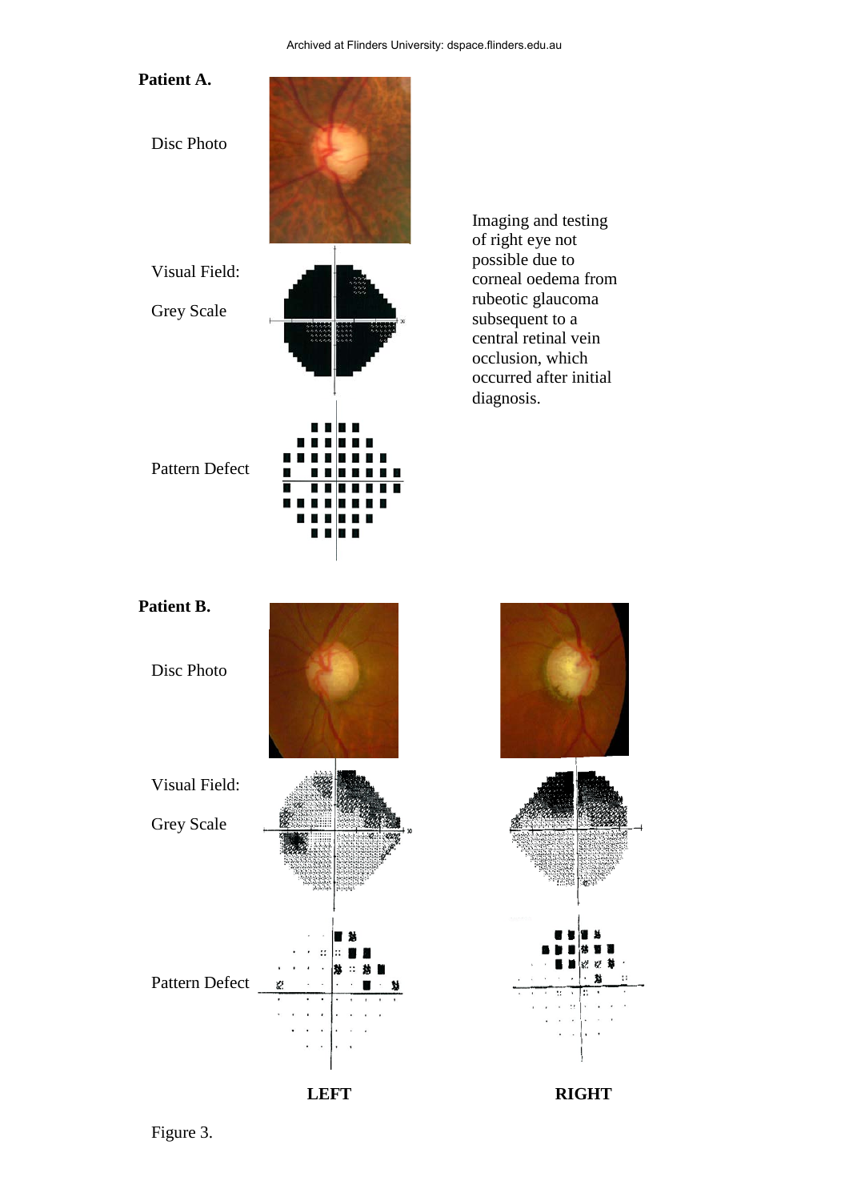**Patient A.**

Disc Photo

Visual Field:

Grey Scale

Pattern Defect

Imaging and testing of right eye not possible due to corneal oedema from rubeotic glaucoma subsequent to a central retinal vein occlusion, which occurred after initial diagnosis.

**Patient B.**

Disc Photo

Visual Field:

Grey Scale

Pattern Defect

**LEFT**

**RIGHT**

Figure 3.